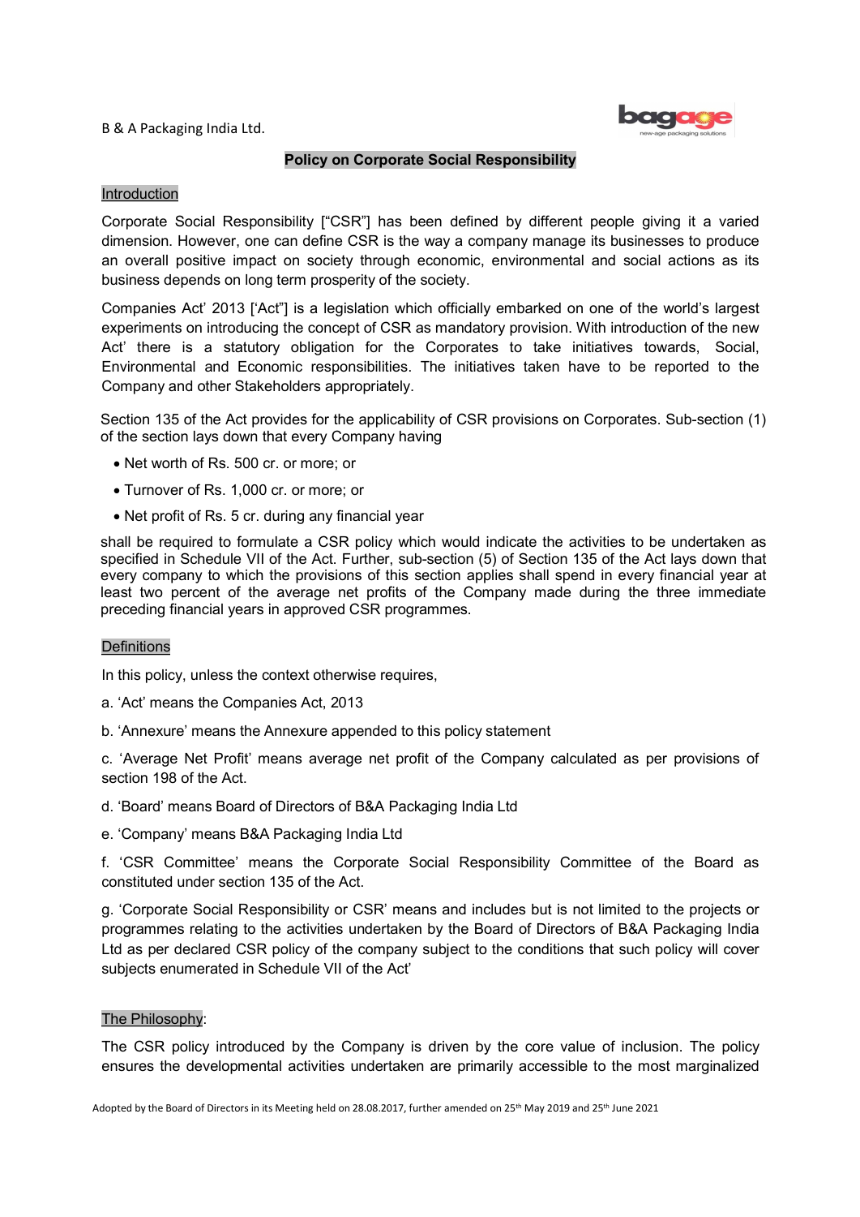B & A Packaging India Ltd.

## Policy on Corporate Social Responsibility

### Introduction

Corporate Social Responsibility ["CSR"] has been defined by different people giving it a varied dimension. However, one can define CSR is the way a company manage its businesses to produce an overall positive impact on society through economic, environmental and social actions as its business depends on long term prosperity of the society.

Companies Act' 2013 ['Act"] is a legislation which officially embarked on one of the world's largest experiments on introducing the concept of CSR as mandatory provision. With introduction of the new Act' there is a statutory obligation for the Corporates to take initiatives towards, Social, Environmental and Economic responsibilities. The initiatives taken have to be reported to the Company and other Stakeholders appropriately.

Section 135 of the Act provides for the applicability of CSR provisions on Corporates. Sub-section (1) of the section lays down that every Company having

- Net worth of Rs. 500 cr. or more; or
- Turnover of Rs. 1,000 cr. or more; or
- Net profit of Rs. 5 cr. during any financial year

shall be required to formulate a CSR policy which would indicate the activities to be undertaken as specified in Schedule VII of the Act. Further, sub-section (5) of Section 135 of the Act lays down that every company to which the provisions of this section applies shall spend in every financial year at least two percent of the average net profits of the Company made during the three immediate preceding financial years in approved CSR programmes.

### Definitions

In this policy, unless the context otherwise requires,

a. 'Act' means the Companies Act, 2013

b. 'Annexure' means the Annexure appended to this policy statement

c. 'Average Net Profit' means average net profit of the Company calculated as per provisions of section 198 of the Act.

d. 'Board' means Board of Directors of B&A Packaging India Ltd

e. 'Company' means B&A Packaging India Ltd

f. 'CSR Committee' means the Corporate Social Responsibility Committee of the Board as constituted under section 135 of the Act.

g. 'Corporate Social Responsibility or CSR' means and includes but is not limited to the projects or programmes relating to the activities undertaken by the Board of Directors of B&A Packaging India Ltd as per declared CSR policy of the company subject to the conditions that such policy will cover subjects enumerated in Schedule VII of the Act'

### The Philosophy:

The CSR policy introduced by the Company is driven by the core value of inclusion. The policy ensures the developmental activities undertaken are primarily accessible to the most marginalized

Adopted by the Board of Directors in its Meeting held on 28.08.2017, further amended on 25th May 2019 and 25th June 2021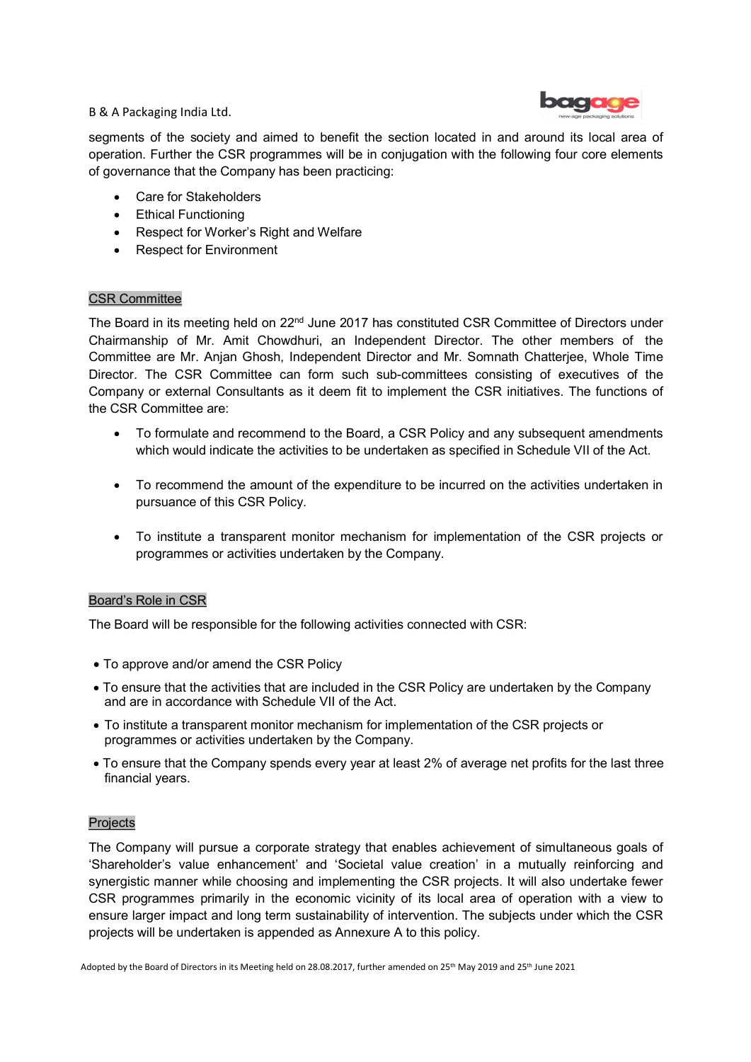segments of the society and aimed to benefit the section located in and around its local area of operation. Further the CSR programmes will be in conjugation with the following four core elements of governance that the Company has been practicing:

- Care for Stakeholders
- Ethical Functioning
- Respect for Worker's Right and Welfare
- Respect for Environment

## CSR Committee

The Board in its meeting held on 22nd June 2017 has constituted CSR Committee of Directors under Chairmanship of Mr. Amit Chowdhuri, an Independent Director. The other members of the Committee are Mr. Anjan Ghosh, Independent Director and Mr. Somnath Chatterjee, Whole Time Director. The CSR Committee can form such sub-committees consisting of executives of the Company or external Consultants as it deem fit to implement the CSR initiatives. The functions of the CSR Committee are:

- To formulate and recommend to the Board, a CSR Policy and any subsequent amendments which would indicate the activities to be undertaken as specified in Schedule VII of the Act.
- To recommend the amount of the expenditure to be incurred on the activities undertaken in pursuance of this CSR Policy.
- To institute a transparent monitor mechanism for implementation of the CSR projects or programmes or activities undertaken by the Company.

## Board's Role in CSR

The Board will be responsible for the following activities connected with CSR:

- To approve and/or amend the CSR Policy
- To ensure that the activities that are included in the CSR Policy are undertaken by the Company and are in accordance with Schedule VII of the Act.
- To institute a transparent monitor mechanism for implementation of the CSR projects or programmes or activities undertaken by the Company.
- To ensure that the Company spends every year at least 2% of average net profits for the last three financial years.

## Projects

The Company will pursue a corporate strategy that enables achievement of simultaneous goals of 'Shareholder's value enhancement' and 'Societal value creation' in a mutually reinforcing and synergistic manner while choosing and implementing the CSR projects. It will also undertake fewer CSR programmes primarily in the economic vicinity of its local area of operation with a view to ensure larger impact and long term sustainability of intervention. The subjects under which the CSR projects will be undertaken is appended as Annexure A to this policy.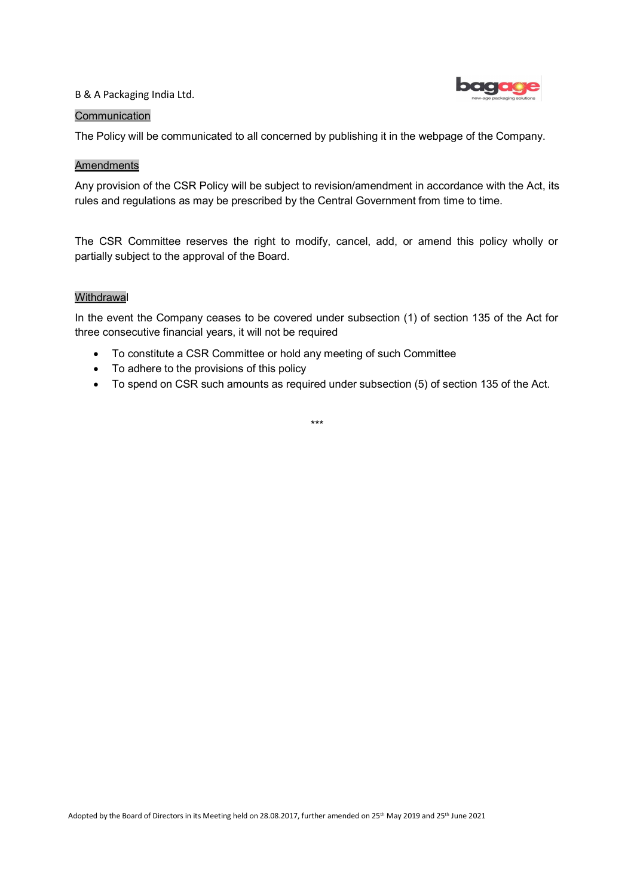## Communication

The Policy will be communicated to all concerned by publishing it in the webpage of the Company.

## Amendments

Any provision of the CSR Policy will be subject to revision/amendment in accordance with the Act, its rules and regulations as may be prescribed by the Central Government from time to time.

The CSR Committee reserves the right to modify, cancel, add, or amend this policy wholly or partially subject to the approval of the Board.

## Withdrawal

In the event the Company ceases to be covered under subsection (1) of section 135 of the Act for three consecutive financial years, it will not be required

- To constitute a CSR Committee or hold any meeting of such Committee
- To adhere to the provisions of this policy
- To spend on CSR such amounts as required under subsection (5) of section 135 of the Act.

***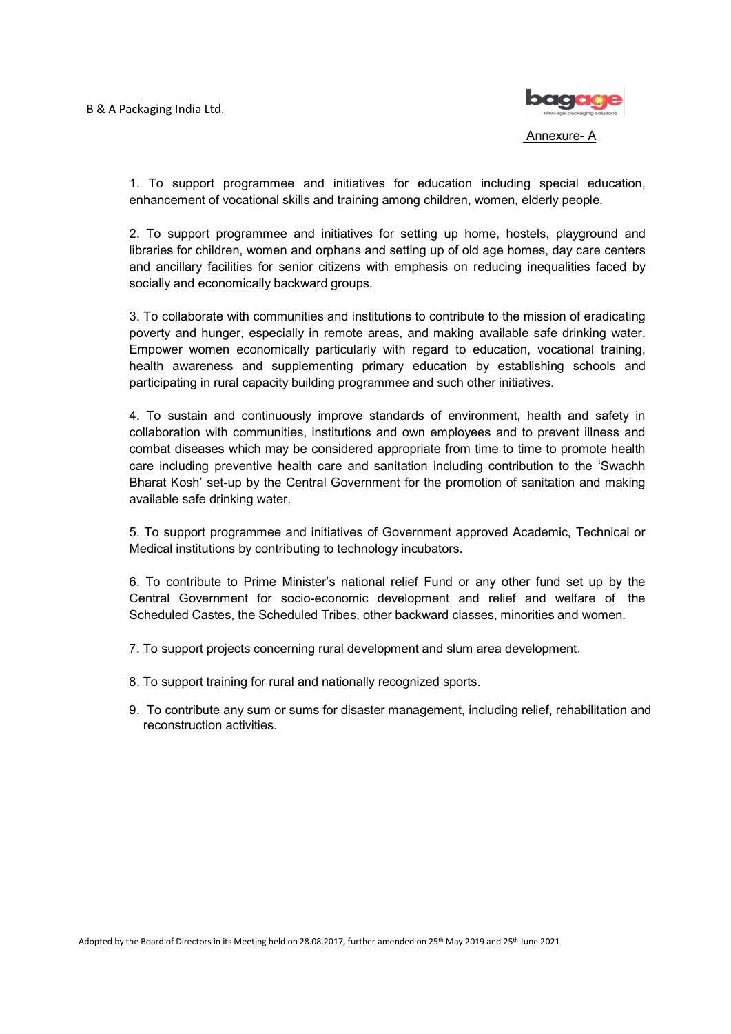Annexure- A

1. To support programmee and initiatives for education including special education, enhancement of vocational skills and training among children, women, elderly people.

2. To support programmee and initiatives for setting up home, hostels, playground and libraries for children, women and orphans and setting up of old age homes, day care centers and ancillary facilities for senior citizens with emphasis on reducing inequalities faced by socially and economically backward groups.

3. To collaborate with communities and institutions to contribute to the mission of eradicating poverty and hunger, especially in remote areas, and making available safe drinking water. Empower women economically particularly with regard to education, vocational training, health awareness and supplementing primary education by establishing schools and participating in rural capacity building programmee and such other initiatives.

4. To sustain and continuously improve standards of environment, health and safety in collaboration with communities, institutions and own employees and to prevent illness and combat diseases which may be considered appropriate from time to time to promote health care including preventive health care and sanitation including contribution to the 'Swachh Bharat Kosh' set-up by the Central Government for the promotion of sanitation and making available safe drinking water.

5. To support programmee and initiatives of Government approved Academic, Technical or Medical institutions by contributing to technology incubators.

6. To contribute to Prime Minister's national relief Fund or any other fund set up by the Central Government for socio-economic development and relief and welfare of the Scheduled Castes, the Scheduled Tribes, other backward classes, minorities and women.

7. To support projects concerning rural development and slum area development.

8. To support training for rural and nationally recognized sports.

9. To contribute any sum or sums for disaster management, including relief, rehabilitation and reconstruction activities.

Adopted by the Board of Directors in its Meeting held on 28.08.2017, further amended on 25th May 2019 and 25th June 2021